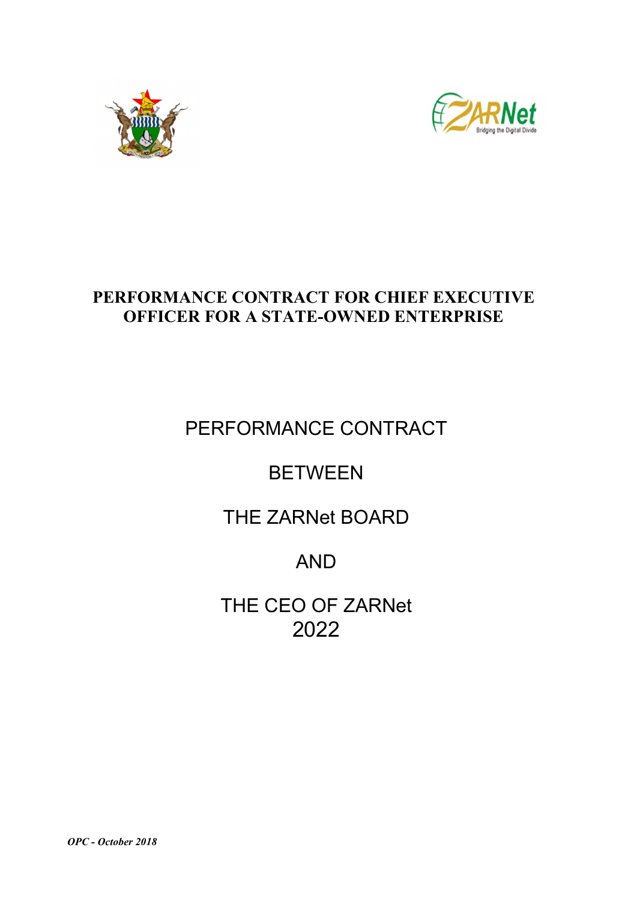**PERFORMANCE CONTRACT FOR CHIEF EXECUTIVE OFFICER FOR A STATE-OWNED ENTERPRISE**

PERFORMANCE CONTRACT

BETWEEN

THE ZARNet BOARD

AND

THE CEO OF ZARNet
2022

*OPC - October 2018*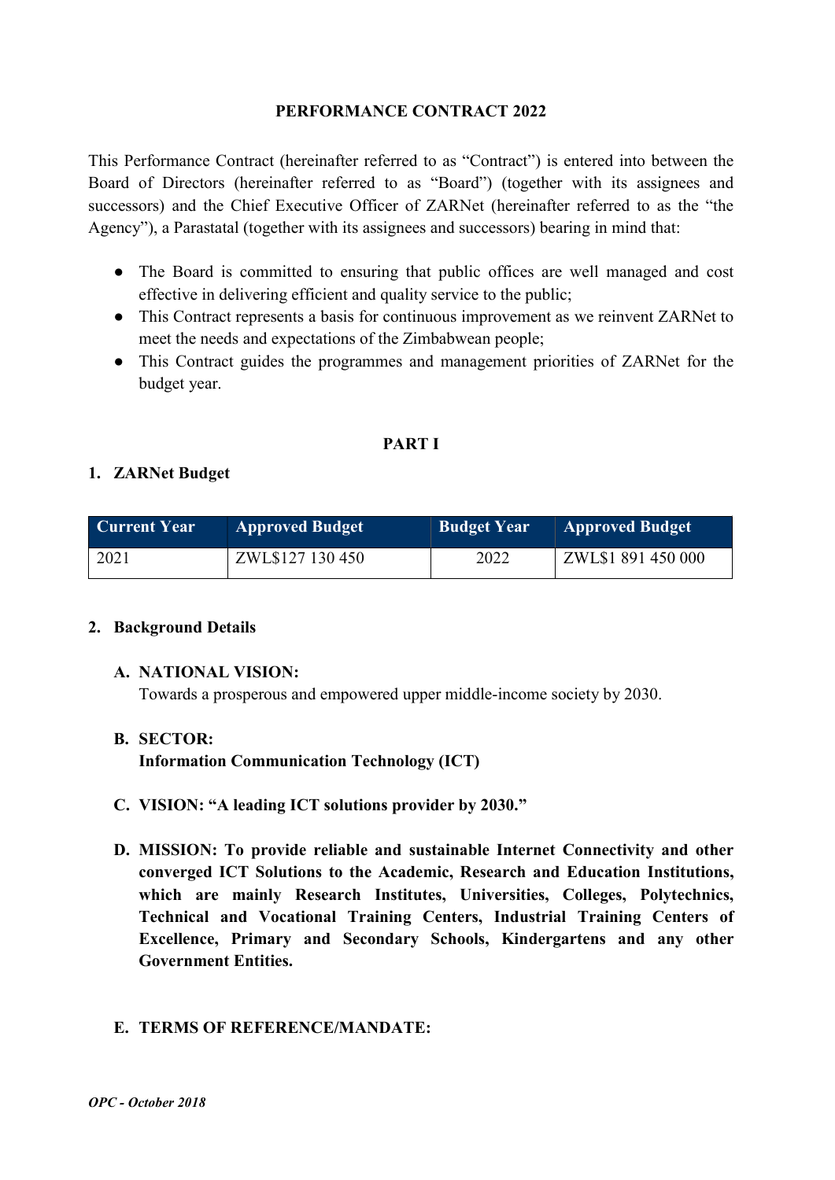**PERFORMANCE CONTRACT 2022**

This Performance Contract (hereinafter referred to as "Contract") is entered into between the Board of Directors (hereinafter referred to as "Board") (together with its assignees and successors) and the Chief Executive Officer of ZARNet (hereinafter referred to as the "the Agency"), a Parastatal (together with its assignees and successors) bearing in mind that:

- The Board is committed to ensuring that public offices are well managed and cost effective in delivering efficient and quality service to the public;
- This Contract represents a basis for continuous improvement as we reinvent ZARNet to meet the needs and expectations of the Zimbabwean people;
- This Contract guides the programmes and management priorities of ZARNet for the budget year.

**PART I**

## 1. ZARNet Budget

| Current Year | Approved Budget | Budget Year | Approved Budget |
|---|---|---|---|
| 2021 | ZWL$127 130 450 | 2022 | ZWL$1 891 450 000 |

## 2. Background Details

**A. NATIONAL VISION:**
Towards a prosperous and empowered upper middle-income society by 2030.

**B. SECTOR:**
**Information Communication Technology (ICT)**

**C. VISION: "A leading ICT solutions provider by 2030."**

**D. MISSION: To provide reliable and sustainable Internet Connectivity and other converged ICT Solutions to the Academic, Research and Education Institutions, which are mainly Research Institutes, Universities, Colleges, Polytechnics, Technical and Vocational Training Centers, Industrial Training Centers of Excellence, Primary and Secondary Schools, Kindergartens and any other Government Entities.**

**E. TERMS OF REFERENCE/MANDATE:**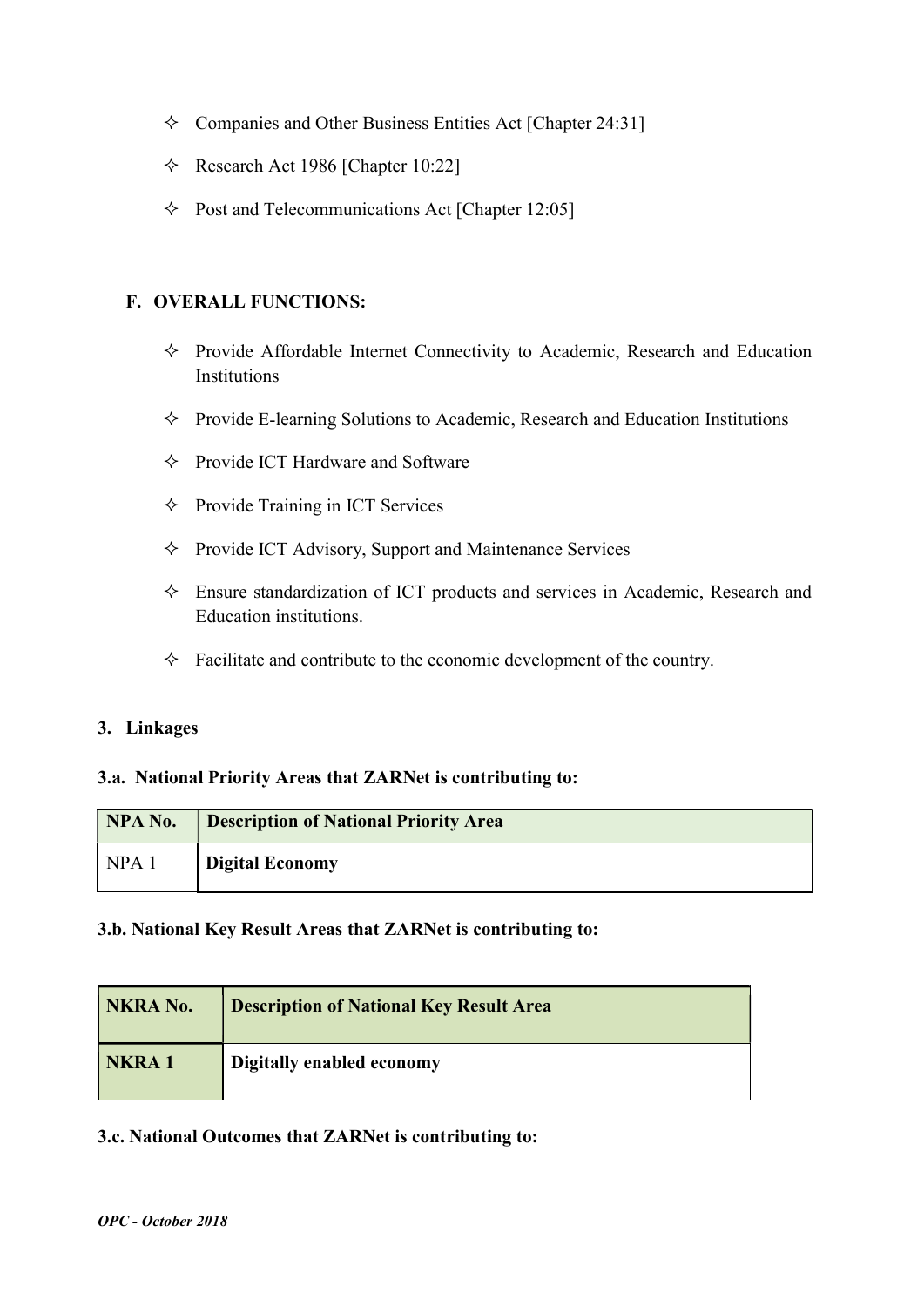- Companies and Other Business Entities Act [Chapter 24:31]
- Research Act 1986 [Chapter 10:22]
- Post and Telecommunications Act [Chapter 12:05]

## F. OVERALL FUNCTIONS:

- Provide Affordable Internet Connectivity to Academic, Research and Education Institutions
- Provide E-learning Solutions to Academic, Research and Education Institutions
- Provide ICT Hardware and Software
- Provide Training in ICT Services
- Provide ICT Advisory, Support and Maintenance Services
- Ensure standardization of ICT products and services in Academic, Research and Education institutions.
- Facilitate and contribute to the economic development of the country.

## 3. Linkages

### 3.a. National Priority Areas that ZARNet is contributing to:

| NPA No. | Description of National Priority Area |
|---|---|
| NPA 1 | **Digital Economy** |

### 3.b. National Key Result Areas that ZARNet is contributing to:

| NKRA No. | Description of National Key Result Area |
|---|---|
| **NKRA 1** | **Digitally enabled economy** |

### 3.c. National Outcomes that ZARNet is contributing to: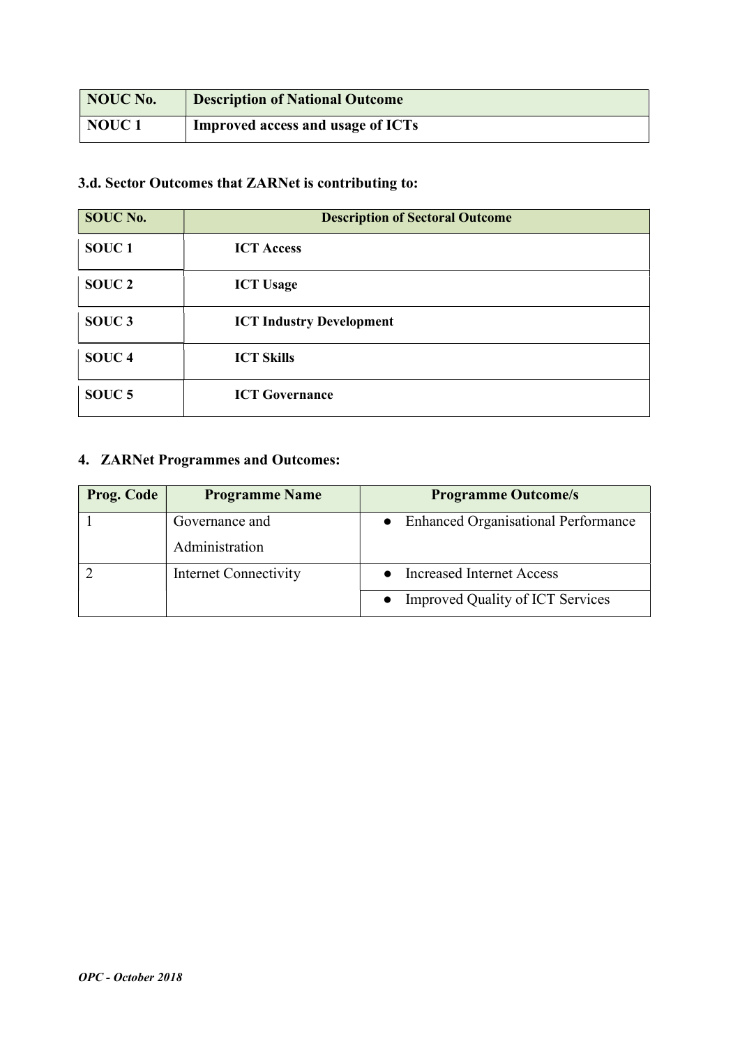| NOUC No. | Description of National Outcome |
|---|---|
| NOUC 1 | Improved access and usage of ICTs |

### 3.d. Sector Outcomes that ZARNet is contributing to:

| SOUC No. | Description of Sectoral Outcome |
|---|---|
| SOUC 1 | ICT Access |
| SOUC 2 | ICT Usage |
| SOUC 3 | ICT Industry Development |
| SOUC 4 | ICT Skills |
| SOUC 5 | ICT Governance |

## 4. ZARNet Programmes and Outcomes:

| Prog. Code | Programme Name | Programme Outcome/s |
|---|---|---|
| 1 | Governance and Administration | • Enhanced Organisational Performance |
| 2 | Internet Connectivity | • Increased Internet Access |
| | | • Improved Quality of ICT Services |

*OPC - October 2018*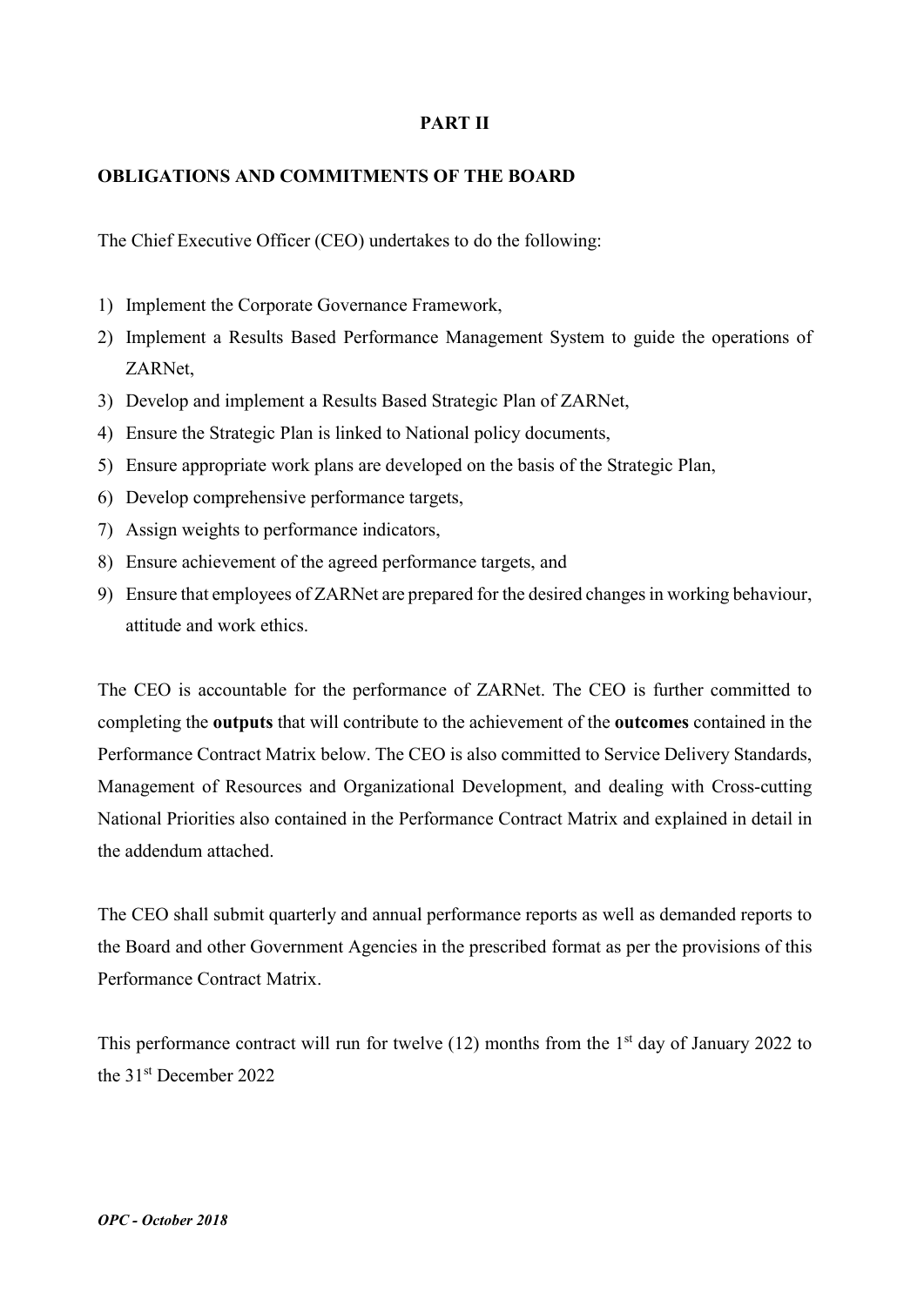## PART II

### OBLIGATIONS AND COMMITMENTS OF THE BOARD

The Chief Executive Officer (CEO) undertakes to do the following:

1) Implement the Corporate Governance Framework,
2) Implement a Results Based Performance Management System to guide the operations of ZARNet,
3) Develop and implement a Results Based Strategic Plan of ZARNet,
4) Ensure the Strategic Plan is linked to National policy documents,
5) Ensure appropriate work plans are developed on the basis of the Strategic Plan,
6) Develop comprehensive performance targets,
7) Assign weights to performance indicators,
8) Ensure achievement of the agreed performance targets, and
9) Ensure that employees of ZARNet are prepared for the desired changes in working behaviour, attitude and work ethics.

The CEO is accountable for the performance of ZARNet. The CEO is further committed to completing the **outputs** that will contribute to the achievement of the **outcomes** contained in the Performance Contract Matrix below. The CEO is also committed to Service Delivery Standards, Management of Resources and Organizational Development, and dealing with Cross-cutting National Priorities also contained in the Performance Contract Matrix and explained in detail in the addendum attached.

The CEO shall submit quarterly and annual performance reports as well as demanded reports to the Board and other Government Agencies in the prescribed format as per the provisions of this Performance Contract Matrix.

This performance contract will run for twelve (12) months from the 1st day of January 2022 to the 31st December 2022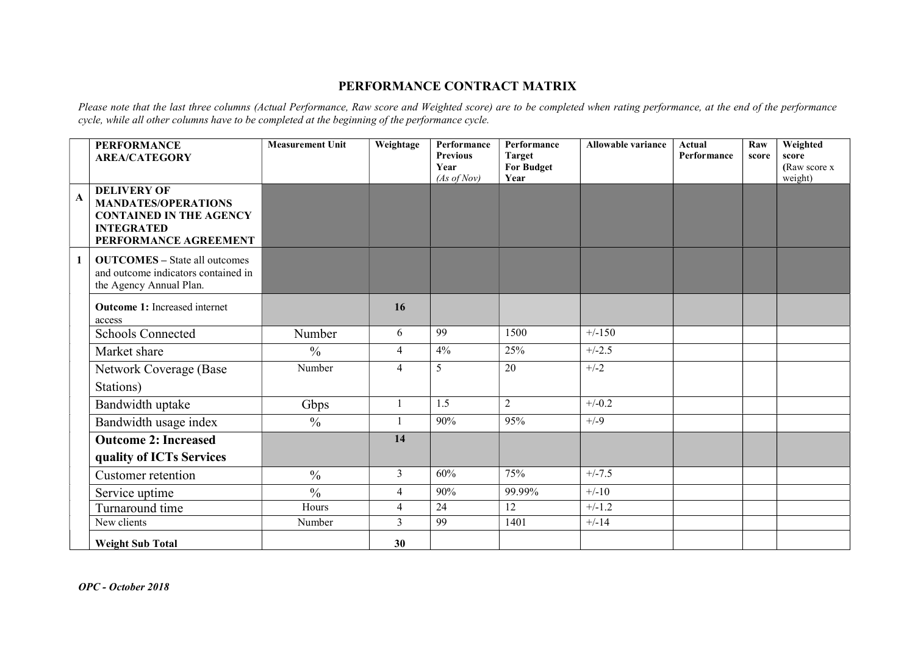# PERFORMANCE CONTRACT MATRIX

*Please note that the last three columns (Actual Performance, Raw score and Weighted score) are to be completed when rating performance, at the end of the performance cycle, while all other columns have to be completed at the beginning of the performance cycle.*

| | PERFORMANCE AREA/CATEGORY | Measurement Unit | Weightage | Performance Previous Year *(As of Nov)* | Performance Target For Budget Year | Allowable variance | Actual Performance | Raw score | Weighted score (Raw score x weight) |
|---|---|---|---|---|---|---|---|---|---|
| A | **DELIVERY OF MANDATES/OPERATIONS CONTAINED IN THE AGENCY INTEGRATED PERFORMANCE AGREEMENT** | | | | | | | | |
| 1 | **OUTCOMES** – State all outcomes and outcome indicators contained in the Agency Annual Plan. | | | | | | | | |
| | **Outcome 1:** Increased internet access | | **16** | | | | | | |
| | Schools Connected | Number | 6 | 99 | 1500 | +/-150 | | | |
| | Market share | % | 4 | 4% | 25% | +/-2.5 | | | |
| | Network Coverage (Base Stations) | Number | 4 | 5 | 20 | +/-2 | | | |
| | Bandwidth uptake | Gbps | 1 | 1.5 | 2 | +/-0.2 | | | |
| | Bandwidth usage index | % | 1 | 90% | 95% | +/-9 | | | |
| | **Outcome 2: Increased quality of ICTs Services** | | **14** | | | | | | |
| | Customer retention | % | 3 | 60% | 75% | +/-7.5 | | | |
| | Service uptime | % | 4 | 90% | 99.99% | +/-10 | | | |
| | Turnaround time | Hours | 4 | 24 | 12 | +/-1.2 | | | |
| | New clients | Number | 3 | 99 | 1401 | +/-14 | | | |
| | **Weight Sub Total** | | **30** | | | | | | |

***OPC - October 2018***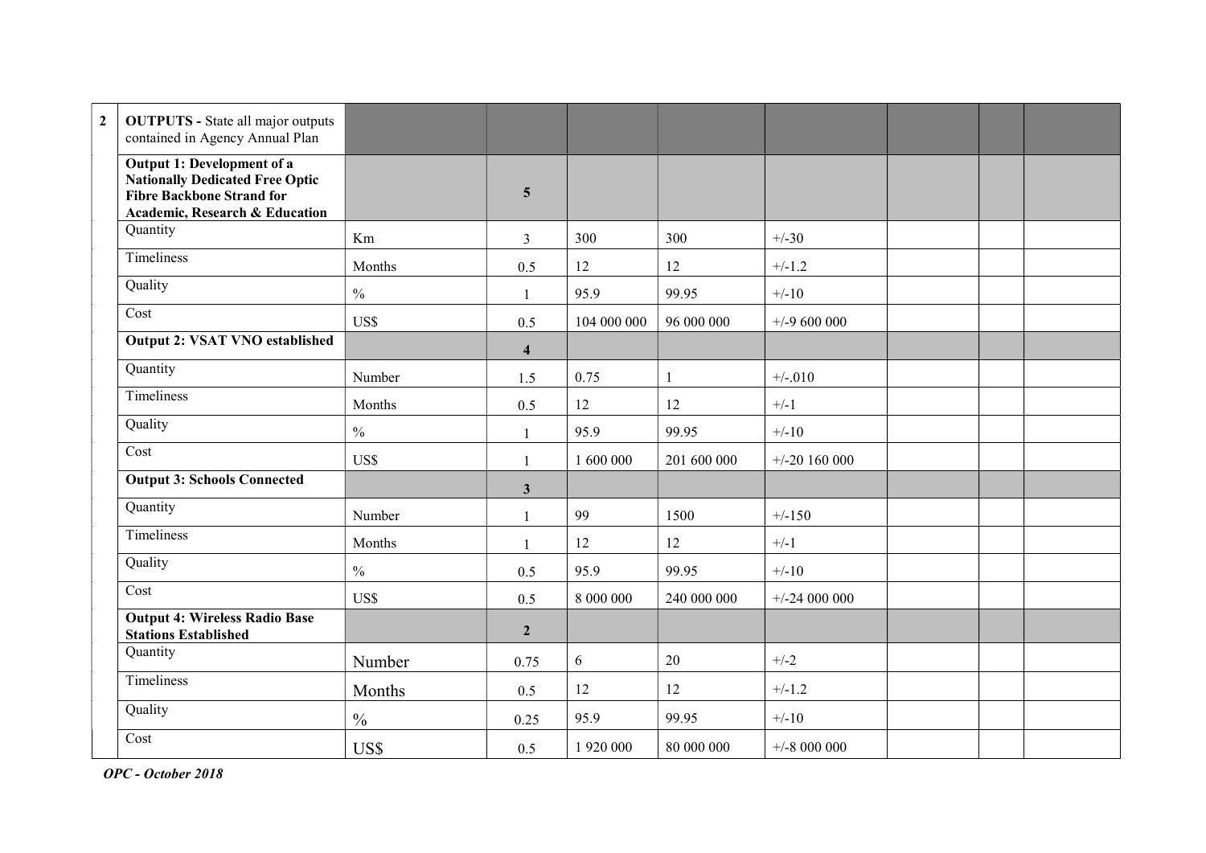| 2 | **OUTPUTS -** State all major outputs contained in Agency Annual Plan | | | | | | | | |
|---|---|---|---|---|---|---|---|---|---|
| | **Output 1: Development of a Nationally Dedicated Free Optic Fibre Backbone Strand for Academic, Research & Education** | | **5** | | | | | | |
| | Quantity | Km | 3 | 300 | 300 | +/-30 | | | |
| | Timeliness | Months | 0.5 | 12 | 12 | +/-1.2 | | | |
| | Quality | % | 1 | 95.9 | 99.95 | +/-10 | | | |
| | Cost | US$ | 0.5 | 104 000 000 | 96 000 000 | +/-9 600 000 | | | |
| | **Output 2: VSAT VNO established** | | **4** | | | | | | |
| | Quantity | Number | 1.5 | 0.75 | 1 | +/-.010 | | | |
| | Timeliness | Months | 0.5 | 12 | 12 | +/-1 | | | |
| | Quality | % | 1 | 95.9 | 99.95 | +/-10 | | | |
| | Cost | US$ | 1 | 1 600 000 | 201 600 000 | +/-20 160 000 | | | |
| | **Output 3: Schools Connected** | | **3** | | | | | | |
| | Quantity | Number | 1 | 99 | 1500 | +/-150 | | | |
| | Timeliness | Months | 1 | 12 | 12 | +/-1 | | | |
| | Quality | % | 0.5 | 95.9 | 99.95 | +/-10 | | | |
| | Cost | US$ | 0.5 | 8 000 000 | 240 000 000 | +/-24 000 000 | | | |
| | **Output 4: Wireless Radio Base Stations Established** | | **2** | | | | | | |
| | Quantity | Number | 0.75 | 6 | 20 | +/-2 | | | |
| | Timeliness | Months | 0.5 | 12 | 12 | +/-1.2 | | | |
| | Quality | % | 0.25 | 95.9 | 99.95 | +/-10 | | | |
| | Cost | US$ | 0.5 | 1 920 000 | 80 000 000 | +/-8 000 000 | | | |

***OPC - October 2018***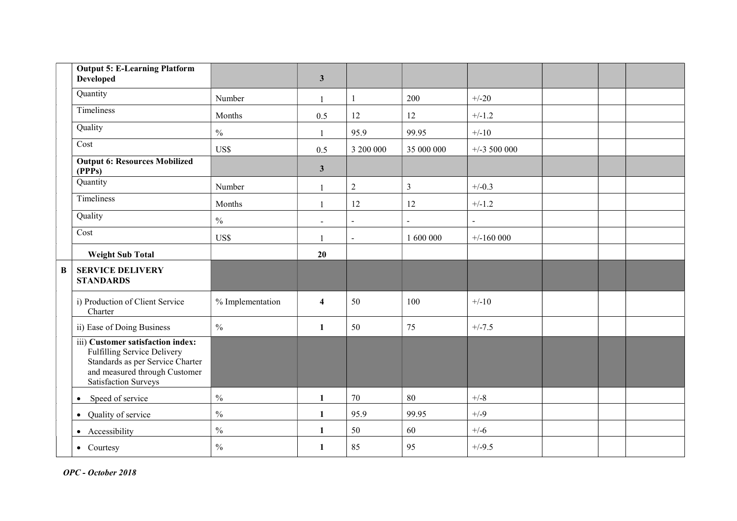| | | | | | | | | | |
|---|---|---|---|---|---|---|---|---|---|
| | **Output 5: E-Learning Platform Developed** | | **3** | | | | | | |
| | Quantity | Number | 1 | 1 | 200 | +/-20 | | | |
| | Timeliness | Months | 0.5 | 12 | 12 | +/-1.2 | | | |
| | Quality | % | 1 | 95.9 | 99.95 | +/-10 | | | |
| | Cost | US$ | 0.5 | 3 200 000 | 35 000 000 | +/-3 500 000 | | | |
| | **Output 6: Resources Mobilized (PPPs)** | | **3** | | | | | | |
| | Quantity | Number | 1 | 2 | 3 | +/-0.3 | | | |
| | Timeliness | Months | 1 | 12 | 12 | +/-1.2 | | | |
| | Quality | % | - | - | - | - | | | |
| | Cost | US$ | 1 | - | 1 600 000 | +/-160 000 | | | |
| | **Weight Sub Total** | | **20** | | | | | | |
| **B** | **SERVICE DELIVERY STANDARDS** | | | | | | | | |
| | i) Production of Client Service Charter | % Implementation | **4** | 50 | 100 | +/-10 | | | |
| | ii) Ease of Doing Business | % | **1** | 50 | 75 | +/-7.5 | | | |
| | iii) **Customer satisfaction index:** Fulfilling Service Delivery Standards as per Service Charter and measured through Customer Satisfaction Surveys | | | | | | | | |
| | • Speed of service | % | **1** | 70 | 80 | +/-8 | | | |
| | • Quality of service | % | **1** | 95.9 | 99.95 | +/-9 | | | |
| | • Accessibility | % | **1** | 50 | 60 | +/-6 | | | |
| | • Courtesy | % | **1** | 85 | 95 | +/-9.5 | | | |

*OPC - October 2018*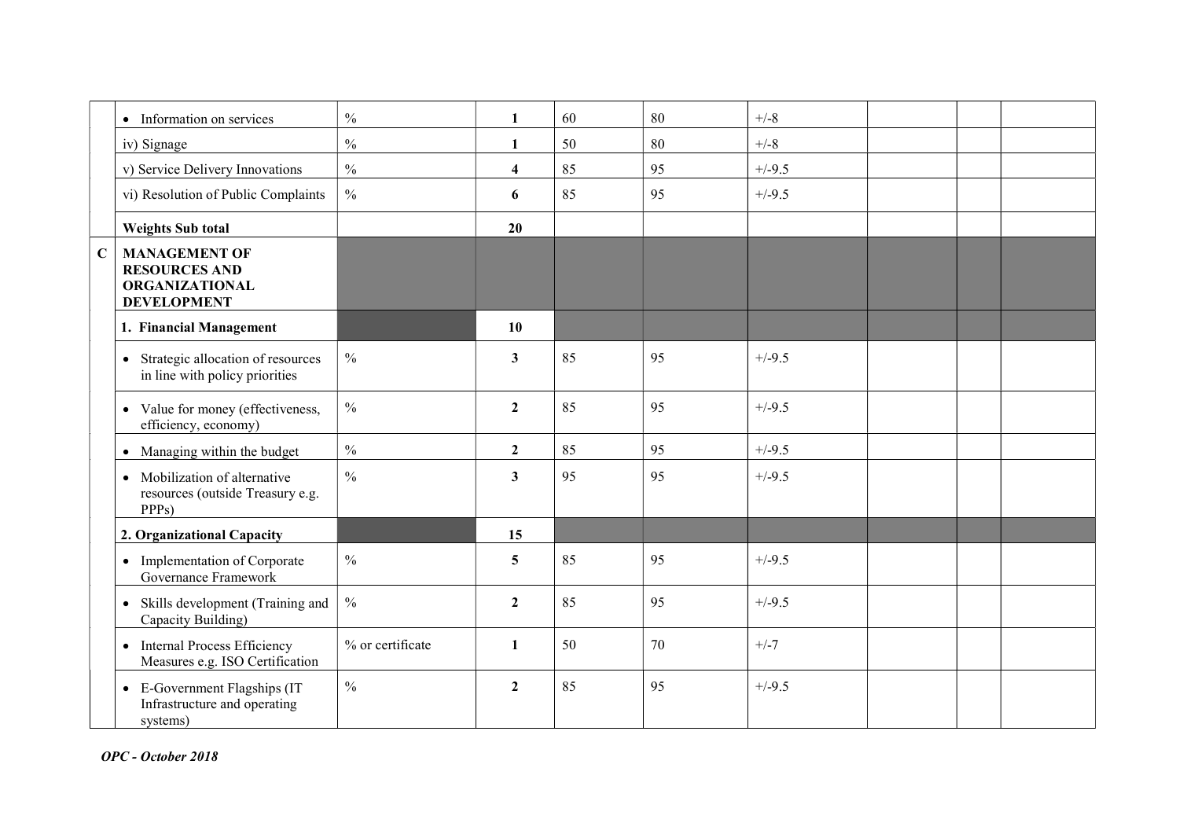| | | | | | | | | | |
|---|---|---|---|---|---|---|---|---|---|
| | • Information on services | % | **1** | 60 | 80 | +/-8 | | | |
| | iv) Signage | % | **1** | 50 | 80 | +/-8 | | | |
| | v) Service Delivery Innovations | % | **4** | 85 | 95 | +/-9.5 | | | |
| | vi) Resolution of Public Complaints | % | **6** | 85 | 95 | +/-9.5 | | | |
| | **Weights Sub total** | | **20** | | | | | | |
| **C** | **MANAGEMENT OF RESOURCES AND ORGANIZATIONAL DEVELOPMENT** | | | | | | | | |
| | **1. Financial Management** | | **10** | | | | | | |
| | • Strategic allocation of resources in line with policy priorities | % | **3** | 85 | 95 | +/-9.5 | | | |
| | • Value for money (effectiveness, efficiency, economy) | % | **2** | 85 | 95 | +/-9.5 | | | |
| | • Managing within the budget | % | **2** | 85 | 95 | +/-9.5 | | | |
| | • Mobilization of alternative resources (outside Treasury e.g. PPPs) | % | **3** | 95 | 95 | +/-9.5 | | | |
| | **2. Organizational Capacity** | | **15** | | | | | | |
| | • Implementation of Corporate Governance Framework | % | **5** | 85 | 95 | +/-9.5 | | | |
| | • Skills development (Training and Capacity Building) | % | **2** | 85 | 95 | +/-9.5 | | | |
| | • Internal Process Efficiency Measures e.g. ISO Certification | % or certificate | **1** | 50 | 70 | +/-7 | | | |
| | • E-Government Flagships (IT Infrastructure and operating systems) | % | **2** | 85 | 95 | +/-9.5 | | | |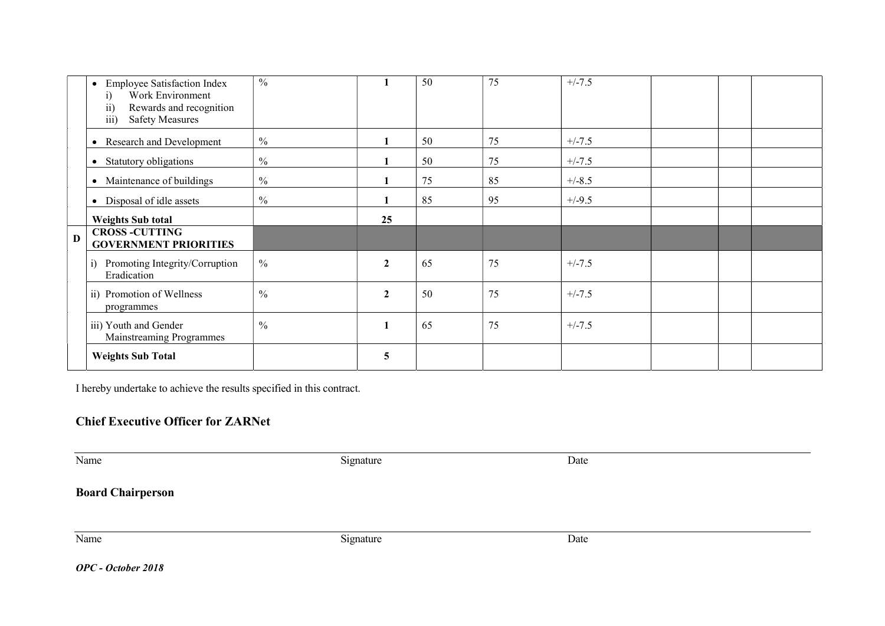|   |   |   |   |   |   |   |   |   |   |
|---|---|---|---|---|---|---|---|---|---|
|   | • Employee Satisfaction Index<br>i) Work Environment<br>ii) Rewards and recognition<br>iii) Safety Measures | % | **1** | 50 | 75 | +/-7.5 |   |   |   |
|   | • Research and Development | % | **1** | 50 | 75 | +/-7.5 |   |   |   |
|   | • Statutory obligations | % | **1** | 50 | 75 | +/-7.5 |   |   |   |
|   | • Maintenance of buildings | % | **1** | 75 | 85 | +/-8.5 |   |   |   |
|   | • Disposal of idle assets | % | **1** | 85 | 95 | +/-9.5 |   |   |   |
|   | **Weights Sub total** |   | **25** |   |   |   |   |   |   |
| **D** | **CROSS -CUTTING GOVERNMENT PRIORITIES** |   |   |   |   |   |   |   |   |
|   | i) Promoting Integrity/Corruption Eradication | % | **2** | 65 | 75 | +/-7.5 |   |   |   |
|   | ii) Promotion of Wellness programmes | % | **2** | 50 | 75 | +/-7.5 |   |   |   |
|   | iii) Youth and Gender Mainstreaming Programmes | % | **1** | 65 | 75 | +/-7.5 |   |   |   |
|   | **Weights Sub Total** |   | **5** |   |   |   |   |   |   |

I hereby undertake to achieve the results specified in this contract.

## Chief Executive Officer for ZARNet

Name Signature Date

## Board Chairperson

Name Signature Date

***OPC - October 2018***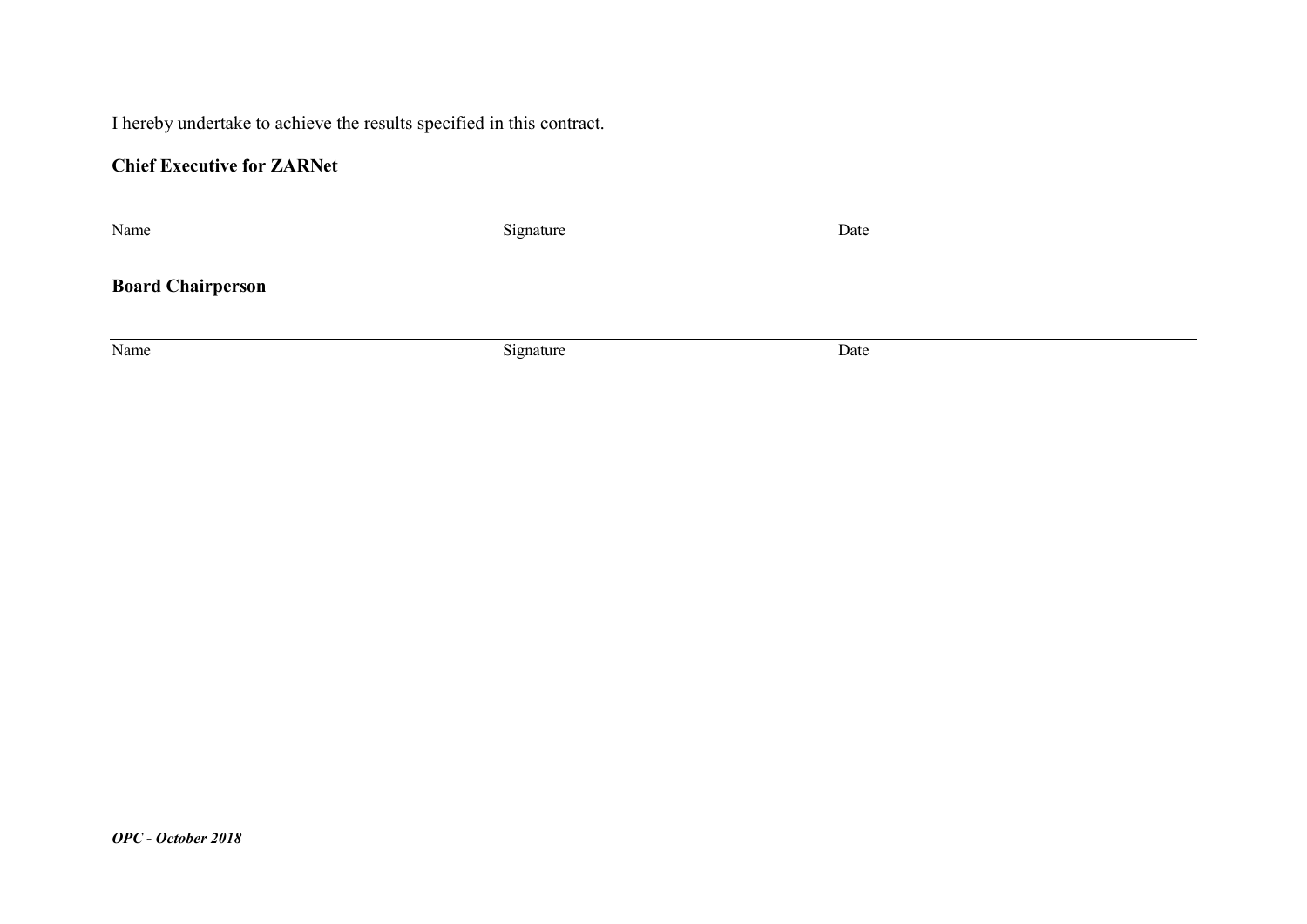I hereby undertake to achieve the results specified in this contract.

**Chief Executive for ZARNet**

| Name | Signature | Date |
|---|---|---|
| | | |

**Board Chairperson**

| Name | Signature | Date |
|---|---|---|
| | | |

***OPC - October 2018***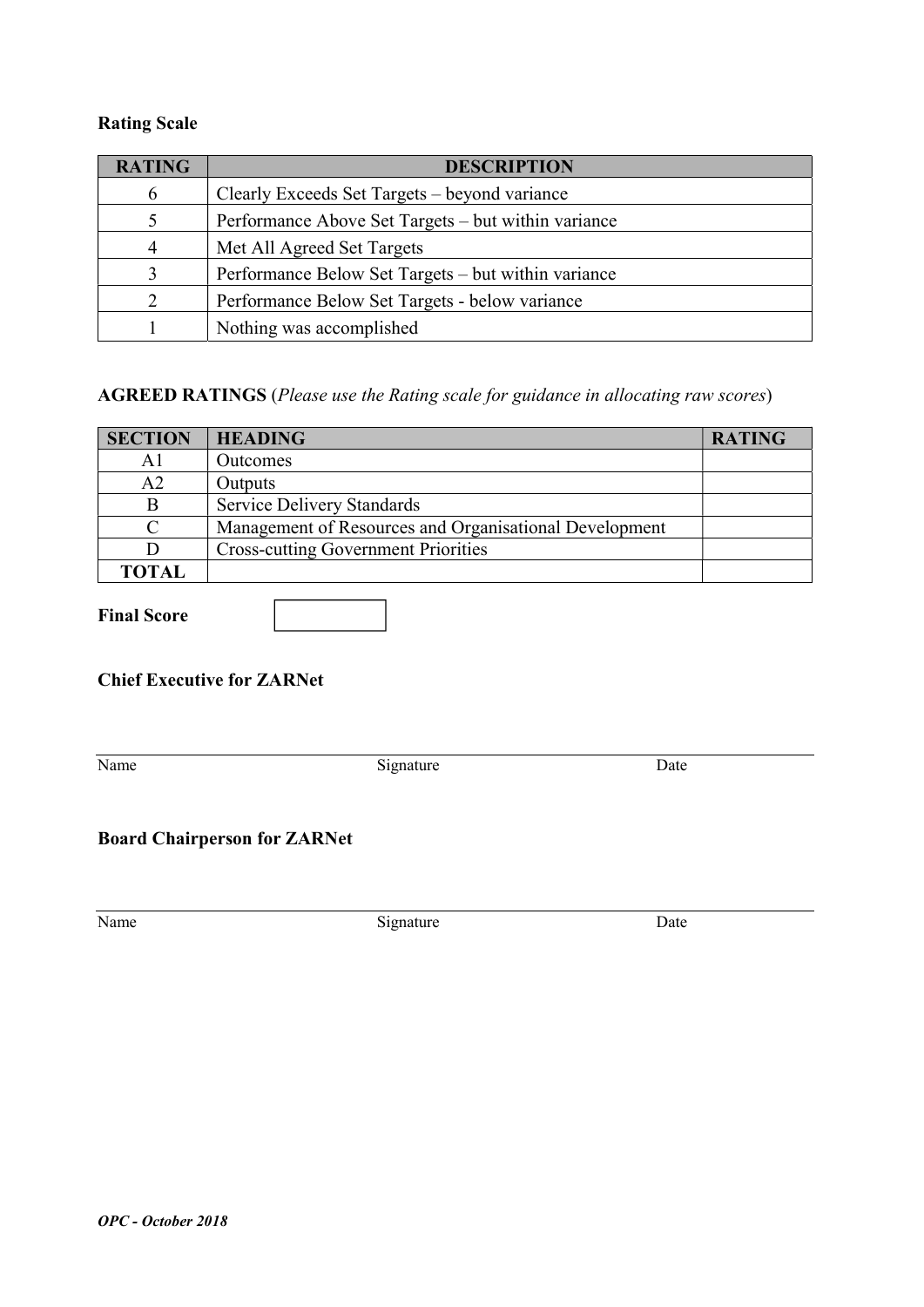**Rating Scale**

| RATING | DESCRIPTION |
|---|---|
| 6 | Clearly Exceeds Set Targets – beyond variance |
| 5 | Performance Above Set Targets – but within variance |
| 4 | Met All Agreed Set Targets |
| 3 | Performance Below Set Targets – but within variance |
| 2 | Performance Below Set Targets - below variance |
| 1 | Nothing was accomplished |

**AGREED RATINGS** (*Please use the Rating scale for guidance in allocating raw scores*)

| SECTION | HEADING | RATING |
|---|---|---|
| A1 | Outcomes | |
| A2 | Outputs | |
| B | Service Delivery Standards | |
| C | Management of Resources and Organisational Development | |
| D | Cross-cutting Government Priorities | |
| **TOTAL** | | |

**Final Score**

**Chief Executive for ZARNet**

Name Signature Date

**Board Chairperson for ZARNet**

Name Signature Date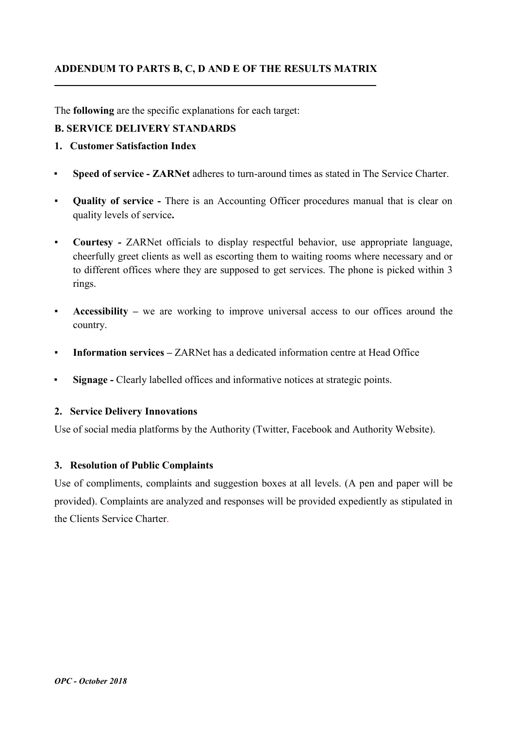## ADDENDUM TO PARTS B, C, D AND E OF THE RESULTS MATRIX

The **following** are the specific explanations for each target:

**B. SERVICE DELIVERY STANDARDS**

**1. Customer Satisfaction Index**

- **Speed of service - ZARNet** adheres to turn-around times as stated in The Service Charter.
- **Quality of service -** There is an Accounting Officer procedures manual that is clear on quality levels of service**.**
- **Courtesy -** ZARNet officials to display respectful behavior, use appropriate language, cheerfully greet clients as well as escorting them to waiting rooms where necessary and or to different offices where they are supposed to get services. The phone is picked within 3 rings.
- **Accessibility –** we are working to improve universal access to our offices around the country.
- **Information services –** ZARNet has a dedicated information centre at Head Office
- **Signage -** Clearly labelled offices and informative notices at strategic points.

**2. Service Delivery Innovations**

Use of social media platforms by the Authority (Twitter, Facebook and Authority Website).

**3. Resolution of Public Complaints**

Use of compliments, complaints and suggestion boxes at all levels. (A pen and paper will be provided). Complaints are analyzed and responses will be provided expediently as stipulated in the Clients Service Charter.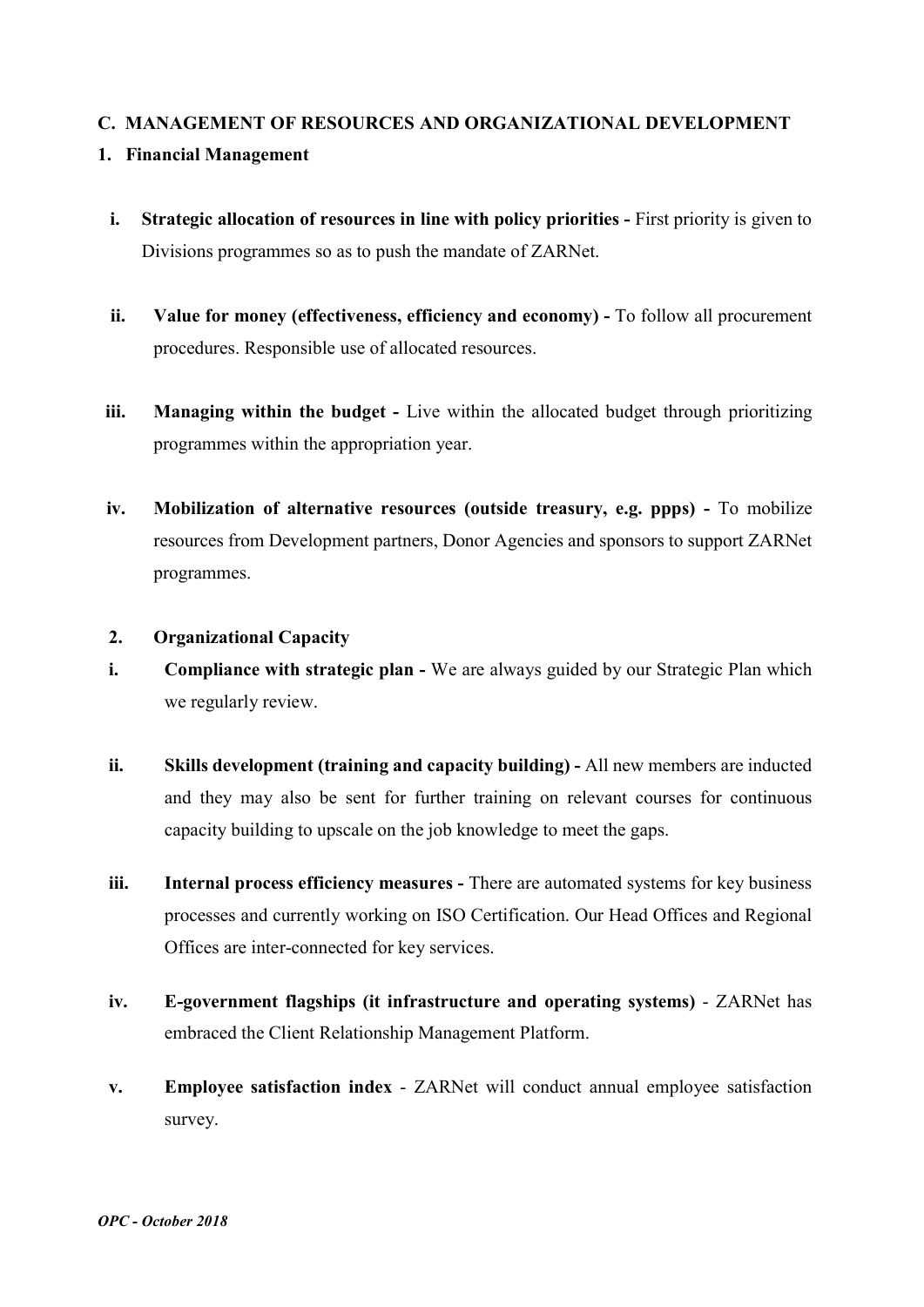## C. MANAGEMENT OF RESOURCES AND ORGANIZATIONAL DEVELOPMENT

### 1. Financial Management

i. **Strategic allocation of resources in line with policy priorities -** First priority is given to Divisions programmes so as to push the mandate of ZARNet.

ii. **Value for money (effectiveness, efficiency and economy) -** To follow all procurement procedures. Responsible use of allocated resources.

iii. **Managing within the budget -** Live within the allocated budget through prioritizing programmes within the appropriation year.

iv. **Mobilization of alternative resources (outside treasury, e.g. ppps) -** To mobilize resources from Development partners, Donor Agencies and sponsors to support ZARNet programmes.

### 2. Organizational Capacity

i. **Compliance with strategic plan -** We are always guided by our Strategic Plan which we regularly review.

ii. **Skills development (training and capacity building) -** All new members are inducted and they may also be sent for further training on relevant courses for continuous capacity building to upscale on the job knowledge to meet the gaps.

iii. **Internal process efficiency measures -** There are automated systems for key business processes and currently working on ISO Certification. Our Head Offices and Regional Offices are inter-connected for key services.

iv. **E-government flagships (it infrastructure and operating systems)** - ZARNet has embraced the Client Relationship Management Platform.

v. **Employee satisfaction index** - ZARNet will conduct annual employee satisfaction survey.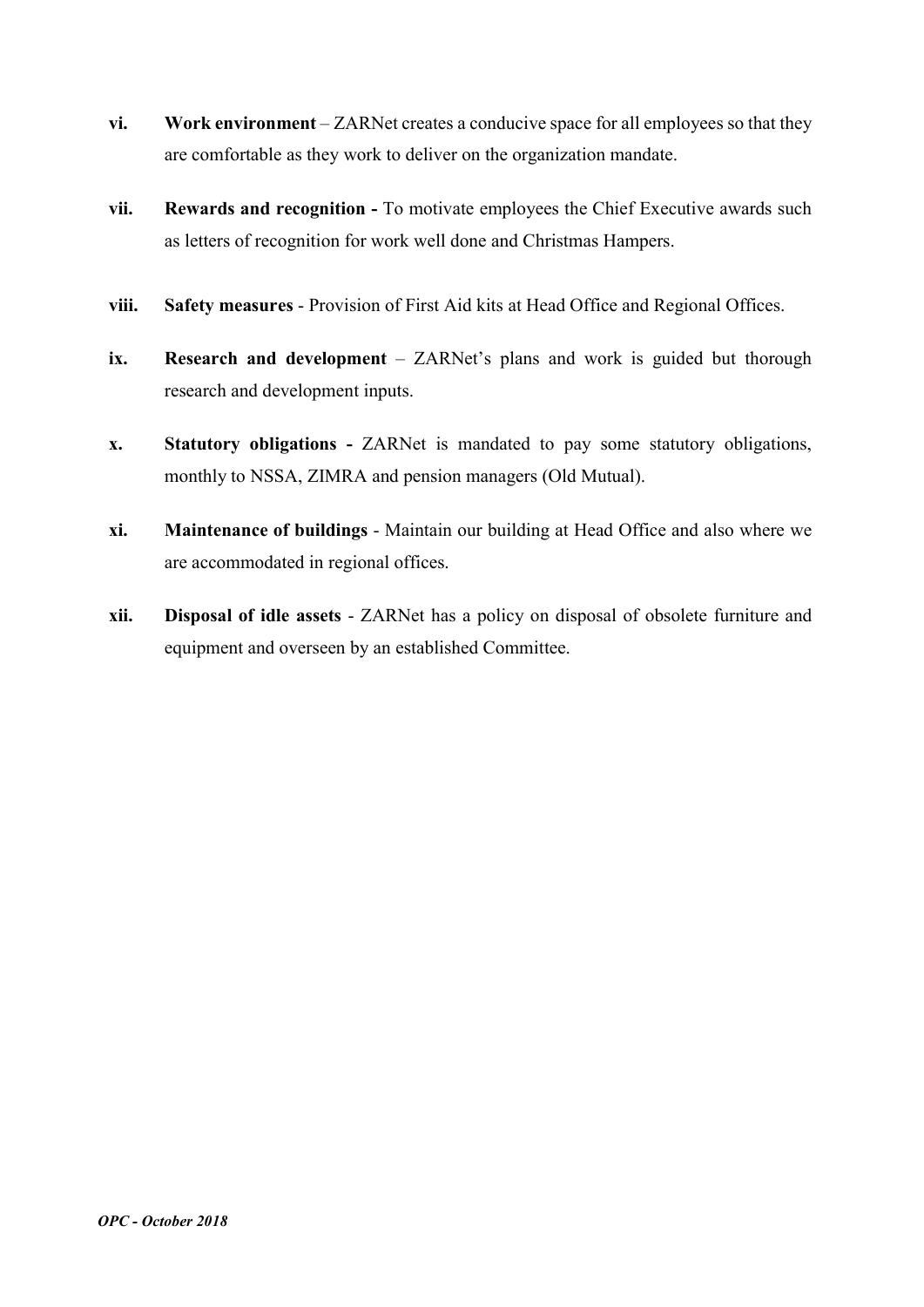vi. **Work environment** – ZARNet creates a conducive space for all employees so that they are comfortable as they work to deliver on the organization mandate.

vii. **Rewards and recognition -** To motivate employees the Chief Executive awards such as letters of recognition for work well done and Christmas Hampers.

viii. **Safety measures** - Provision of First Aid kits at Head Office and Regional Offices.

ix. **Research and development** – ZARNet's plans and work is guided but thorough research and development inputs.

x. **Statutory obligations -** ZARNet is mandated to pay some statutory obligations, monthly to NSSA, ZIMRA and pension managers (Old Mutual).

xi. **Maintenance of buildings** - Maintain our building at Head Office and also where we are accommodated in regional offices.

xii. **Disposal of idle assets** - ZARNet has a policy on disposal of obsolete furniture and equipment and overseen by an established Committee.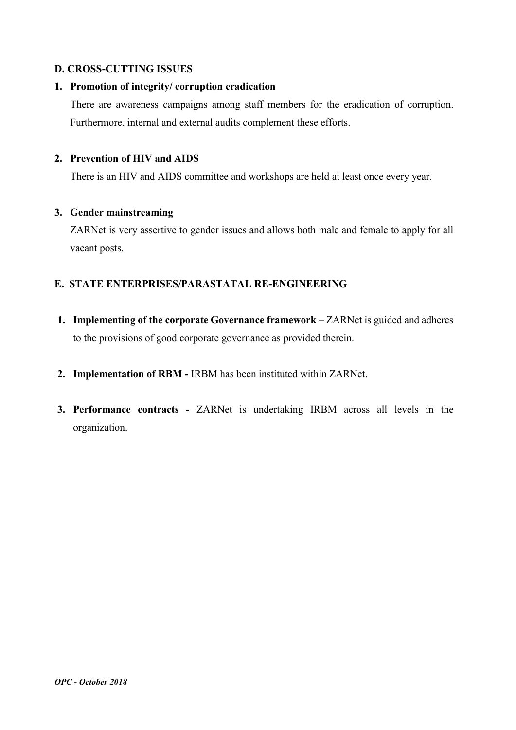## D. CROSS-CUTTING ISSUES

1. **Promotion of integrity/ corruption eradication**

   There are awareness campaigns among staff members for the eradication of corruption. Furthermore, internal and external audits complement these efforts.

2. **Prevention of HIV and AIDS**

   There is an HIV and AIDS committee and workshops are held at least once every year.

3. **Gender mainstreaming**

   ZARNet is very assertive to gender issues and allows both male and female to apply for all vacant posts.

## E. STATE ENTERPRISES/PARASTATAL RE-ENGINEERING

1. **Implementing of the corporate Governance framework –** ZARNet is guided and adheres to the provisions of good corporate governance as provided therein.

2. **Implementation of RBM -** IRBM has been instituted within ZARNet.

3. **Performance contracts -** ZARNet is undertaking IRBM across all levels in the organization.